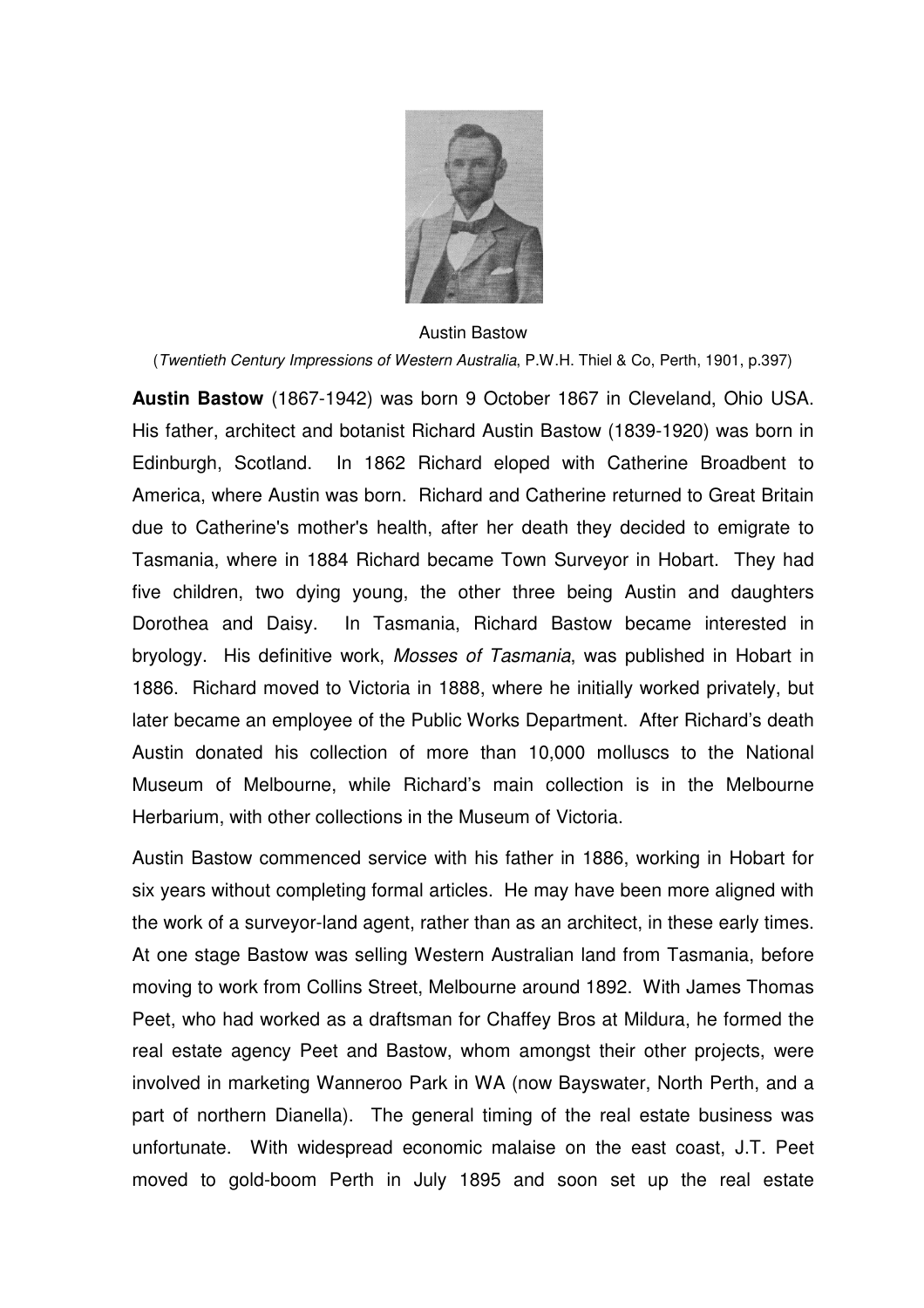Austin Bastow

(*Twentieth Century Impressions of Western Australia*, P.W.H. Thiel & Co, Perth, 1901, p.397)

**Austin Bastow** (1867-1942) was born 9 October 1867 in Cleveland, Ohio USA. His father, architect and botanist Richard Austin Bastow (1839-1920) was born in Edinburgh, Scotland. In 1862 Richard eloped with Catherine Broadbent to America, where Austin was born. Richard and Catherine returned to Great Britain due to Catherine's mother's health, after her death they decided to emigrate to Tasmania, where in 1884 Richard became Town Surveyor in Hobart. They had five children, two dying young, the other three being Austin and daughters Dorothea and Daisy. In Tasmania, Richard Bastow became interested in bryology. His definitive work, *Mosses of Tasmania*, was published in Hobart in 1886. Richard moved to Victoria in 1888, where he initially worked privately, but later became an employee of the Public Works Department. After Richard's death Austin donated his collection of more than 10,000 molluscs to the National Museum of Melbourne, while Richard's main collection is in the Melbourne Herbarium, with other collections in the Museum of Victoria.

Austin Bastow commenced service with his father in 1886, working in Hobart for six years without completing formal articles. He may have been more aligned with the work of a surveyor-land agent, rather than as an architect, in these early times. At one stage Bastow was selling Western Australian land from Tasmania, before moving to work from Collins Street, Melbourne around 1892. With James Thomas Peet, who had worked as a draftsman for Chaffey Bros at Mildura, he formed the real estate agency Peet and Bastow, whom amongst their other projects, were involved in marketing Wanneroo Park in WA (now Bayswater, North Perth, and a part of northern Dianella). The general timing of the real estate business was unfortunate. With widespread economic malaise on the east coast, J.T. Peet moved to gold-boom Perth in July 1895 and soon set up the real estate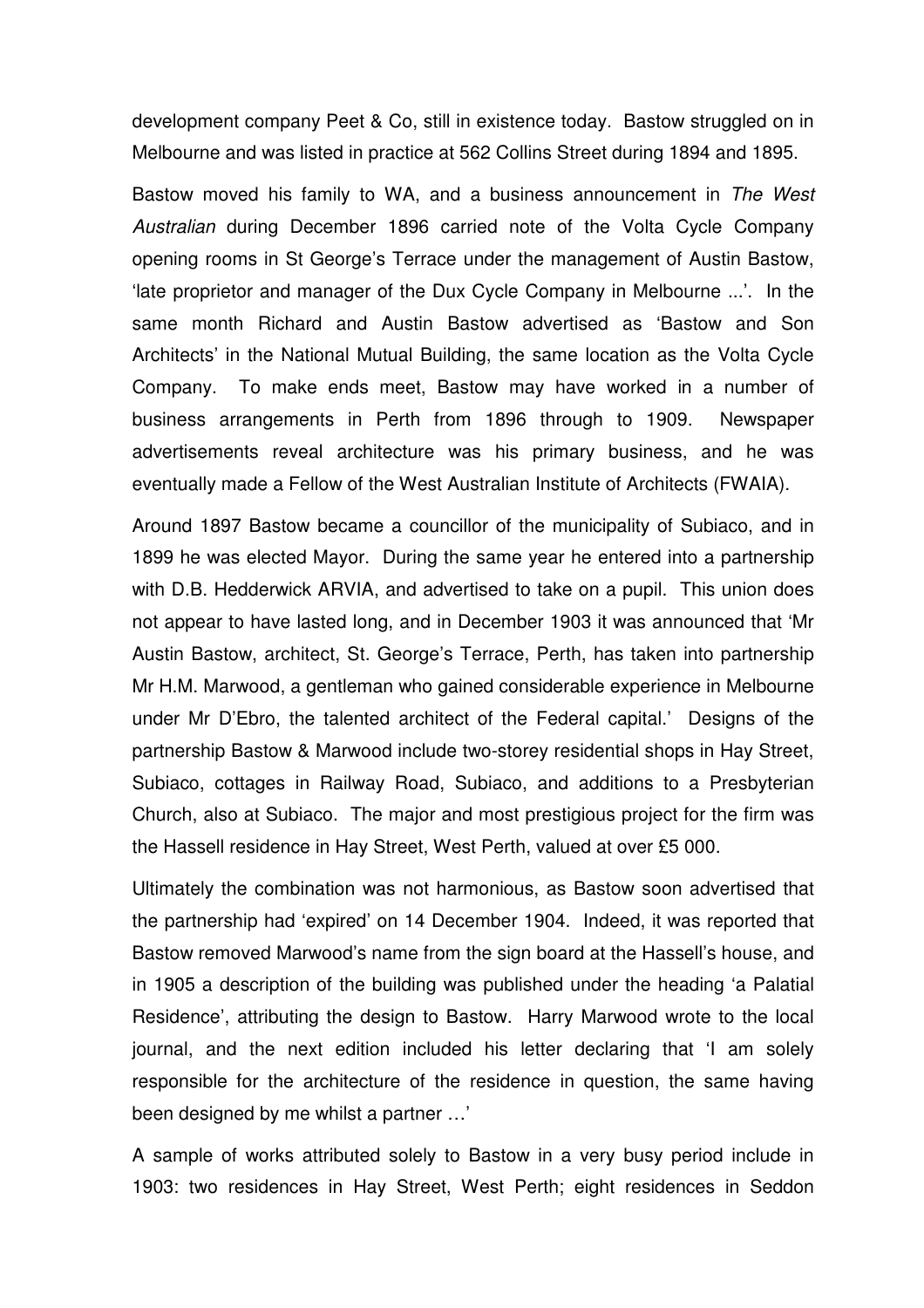development company Peet & Co, still in existence today. Bastow struggled on in Melbourne and was listed in practice at 562 Collins Street during 1894 and 1895.

Bastow moved his family to WA, and a business announcement in *The West Australian* during December 1896 carried note of the Volta Cycle Company opening rooms in St George's Terrace under the management of Austin Bastow, 'late proprietor and manager of the Dux Cycle Company in Melbourne ...'. In the same month Richard and Austin Bastow advertised as 'Bastow and Son Architects' in the National Mutual Building, the same location as the Volta Cycle Company. To make ends meet, Bastow may have worked in a number of business arrangements in Perth from 1896 through to 1909. Newspaper advertisements reveal architecture was his primary business, and he was eventually made a Fellow of the West Australian Institute of Architects (FWAIA).

Around 1897 Bastow became a councillor of the municipality of Subiaco, and in 1899 he was elected Mayor. During the same year he entered into a partnership with D.B. Hedderwick ARVIA, and advertised to take on a pupil. This union does not appear to have lasted long, and in December 1903 it was announced that 'Mr Austin Bastow, architect, St. George's Terrace, Perth, has taken into partnership Mr H.M. Marwood, a gentleman who gained considerable experience in Melbourne under Mr D'Ebro, the talented architect of the Federal capital.' Designs of the partnership Bastow & Marwood include two-storey residential shops in Hay Street, Subiaco, cottages in Railway Road, Subiaco, and additions to a Presbyterian Church, also at Subiaco. The major and most prestigious project for the firm was the Hassell residence in Hay Street, West Perth, valued at over £5 000.

Ultimately the combination was not harmonious, as Bastow soon advertised that the partnership had 'expired' on 14 December 1904. Indeed, it was reported that Bastow removed Marwood's name from the sign board at the Hassell's house, and in 1905 a description of the building was published under the heading 'a Palatial Residence', attributing the design to Bastow. Harry Marwood wrote to the local journal, and the next edition included his letter declaring that 'I am solely responsible for the architecture of the residence in question, the same having been designed by me whilst a partner …'

A sample of works attributed solely to Bastow in a very busy period include in 1903: two residences in Hay Street, West Perth; eight residences in Seddon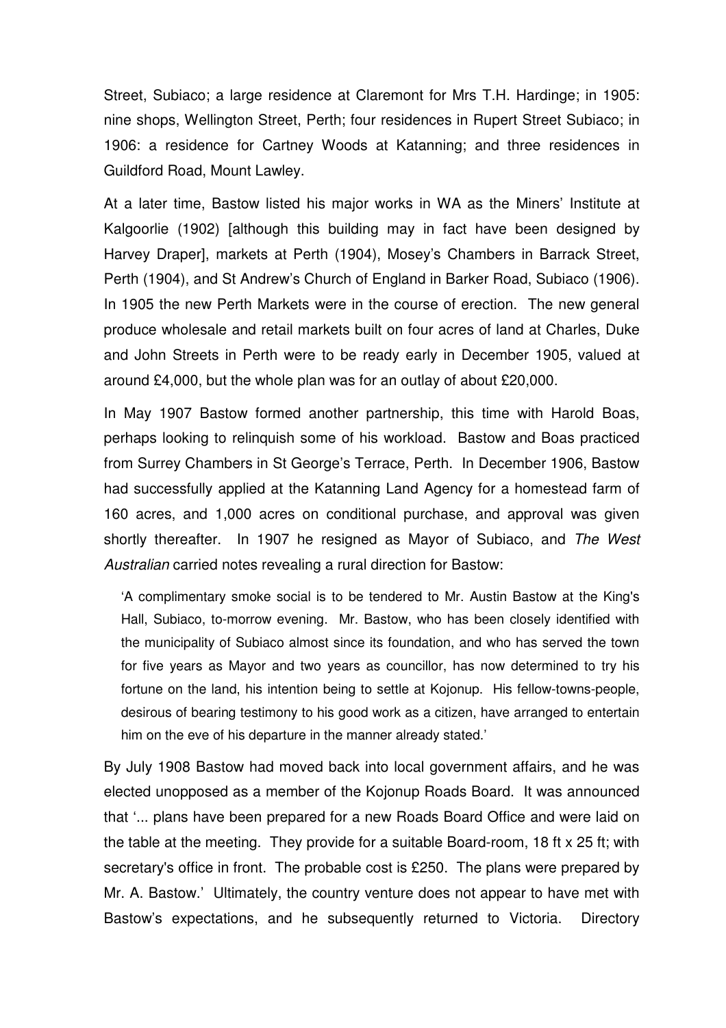Street, Subiaco; a large residence at Claremont for Mrs T.H. Hardinge; in 1905: nine shops, Wellington Street, Perth; four residences in Rupert Street Subiaco; in 1906: a residence for Cartney Woods at Katanning; and three residences in Guildford Road, Mount Lawley.

At a later time, Bastow listed his major works in WA as the Miners' Institute at Kalgoorlie (1902) [although this building may in fact have been designed by Harvey Draper], markets at Perth (1904), Mosey's Chambers in Barrack Street, Perth (1904), and St Andrew's Church of England in Barker Road, Subiaco (1906). In 1905 the new Perth Markets were in the course of erection. The new general produce wholesale and retail markets built on four acres of land at Charles, Duke and John Streets in Perth were to be ready early in December 1905, valued at around £4,000, but the whole plan was for an outlay of about £20,000.

In May 1907 Bastow formed another partnership, this time with Harold Boas, perhaps looking to relinquish some of his workload. Bastow and Boas practiced from Surrey Chambers in St George's Terrace, Perth. In December 1906, Bastow had successfully applied at the Katanning Land Agency for a homestead farm of 160 acres, and 1,000 acres on conditional purchase, and approval was given shortly thereafter. In 1907 he resigned as Mayor of Subiaco, and *The West Australian* carried notes revealing a rural direction for Bastow:

> 'A complimentary smoke social is to be tendered to Mr. Austin Bastow at the King's Hall, Subiaco, to-morrow evening. Mr. Bastow, who has been closely identified with the municipality of Subiaco almost since its foundation, and who has served the town for five years as Mayor and two years as councillor, has now determined to try his fortune on the land, his intention being to settle at Kojonup. His fellow-towns-people, desirous of bearing testimony to his good work as a citizen, have arranged to entertain him on the eve of his departure in the manner already stated.'

By July 1908 Bastow had moved back into local government affairs, and he was elected unopposed as a member of the Kojonup Roads Board. It was announced that '... plans have been prepared for a new Roads Board Office and were laid on the table at the meeting. They provide for a suitable Board-room, 18 ft x 25 ft; with secretary's office in front. The probable cost is £250. The plans were prepared by Mr. A. Bastow.' Ultimately, the country venture does not appear to have met with Bastow's expectations, and he subsequently returned to Victoria. Directory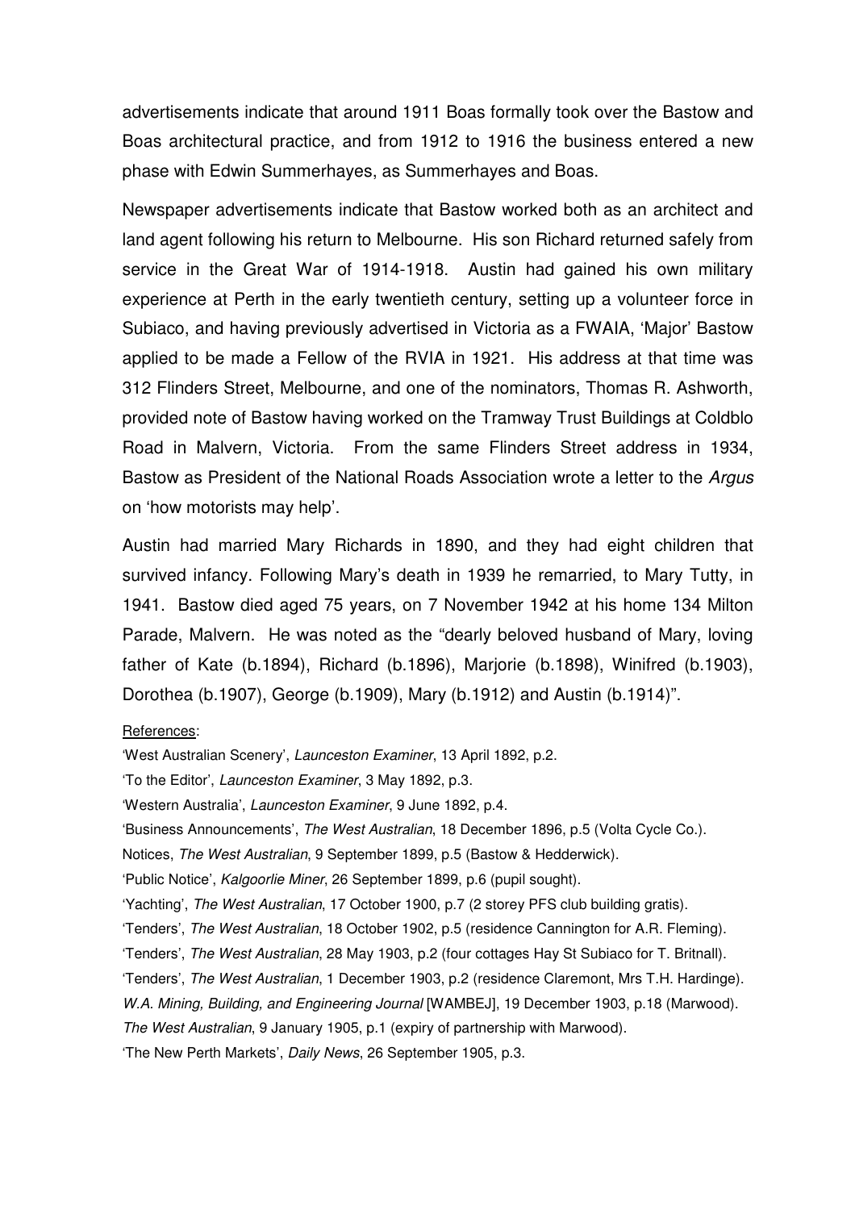advertisements indicate that around 1911 Boas formally took over the Bastow and Boas architectural practice, and from 1912 to 1916 the business entered a new phase with Edwin Summerhayes, as Summerhayes and Boas.

Newspaper advertisements indicate that Bastow worked both as an architect and land agent following his return to Melbourne. His son Richard returned safely from service in the Great War of 1914-1918. Austin had gained his own military experience at Perth in the early twentieth century, setting up a volunteer force in Subiaco, and having previously advertised in Victoria as a FWAIA, 'Major' Bastow applied to be made a Fellow of the RVIA in 1921. His address at that time was 312 Flinders Street, Melbourne, and one of the nominators, Thomas R. Ashworth, provided note of Bastow having worked on the Tramway Trust Buildings at Coldblo Road in Malvern, Victoria. From the same Flinders Street address in 1934, Bastow as President of the National Roads Association wrote a letter to the *Argus* on 'how motorists may help'.

Austin had married Mary Richards in 1890, and they had eight children that survived infancy. Following Mary's death in 1939 he remarried, to Mary Tutty, in 1941. Bastow died aged 75 years, on 7 November 1942 at his home 134 Milton Parade, Malvern. He was noted as the "dearly beloved husband of Mary, loving father of Kate (b.1894), Richard (b.1896), Marjorie (b.1898), Winifred (b.1903), Dorothea (b.1907), George (b.1909), Mary (b.1912) and Austin (b.1914)".

References:

'West Australian Scenery', *Launceston Examiner*, 13 April 1892, p.2.

'To the Editor', *Launceston Examiner*, 3 May 1892, p.3.

'Western Australia', *Launceston Examiner*, 9 June 1892, p.4.

'Business Announcements', *The West Australian*, 18 December 1896, p.5 (Volta Cycle Co.).

Notices, *The West Australian*, 9 September 1899, p.5 (Bastow & Hedderwick).

'Public Notice', *Kalgoorlie Miner*, 26 September 1899, p.6 (pupil sought).

'Yachting', *The West Australian*, 17 October 1900, p.7 (2 storey PFS club building gratis).

'Tenders', *The West Australian*, 18 October 1902, p.5 (residence Cannington for A.R. Fleming).

'Tenders', *The West Australian*, 28 May 1903, p.2 (four cottages Hay St Subiaco for T. Britnall).

'Tenders', *The West Australian*, 1 December 1903, p.2 (residence Claremont, Mrs T.H. Hardinge).

*W.A. Mining, Building, and Engineering Journal* [WAMBEJ], 19 December 1903, p.18 (Marwood).

*The West Australian*, 9 January 1905, p.1 (expiry of partnership with Marwood).

'The New Perth Markets', *Daily News*, 26 September 1905, p.3.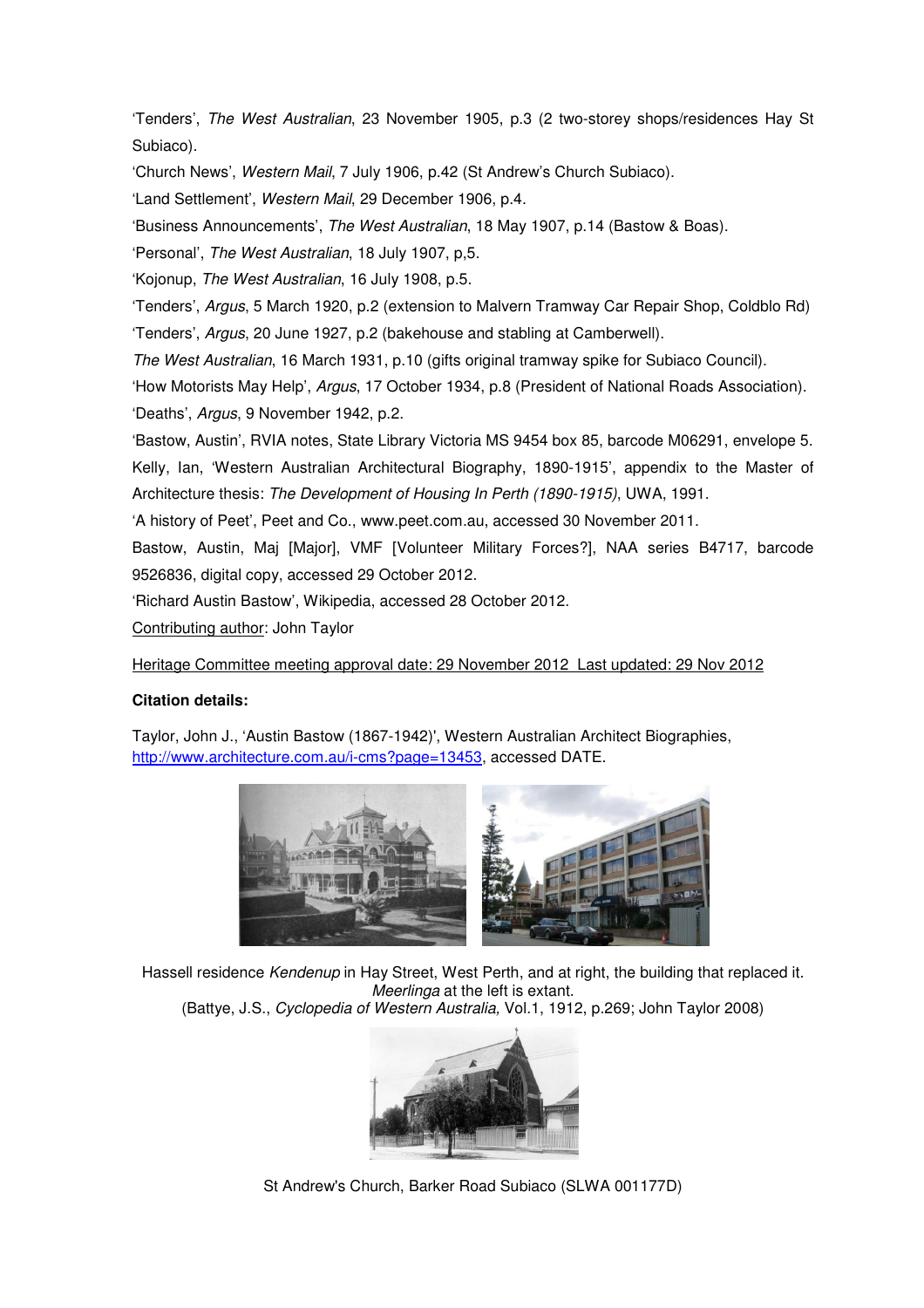'Tenders', *The West Australian*, 23 November 1905, p.3 (2 two-storey shops/residences Hay St Subiaco).

'Church News', *Western Mail*, 7 July 1906, p.42 (St Andrew's Church Subiaco).

'Land Settlement', *Western Mail*, 29 December 1906, p.4.

'Business Announcements', *The West Australian*, 18 May 1907, p.14 (Bastow & Boas).

'Personal', *The West Australian*, 18 July 1907, p,5.

'Kojonup, *The West Australian*, 16 July 1908, p.5.

'Tenders', *Argus*, 5 March 1920, p.2 (extension to Malvern Tramway Car Repair Shop, Coldblo Rd)

'Tenders', *Argus*, 20 June 1927, p.2 (bakehouse and stabling at Camberwell).

*The West Australian*, 16 March 1931, p.10 (gifts original tramway spike for Subiaco Council).

'How Motorists May Help', *Argus*, 17 October 1934, p.8 (President of National Roads Association).

'Deaths', *Argus*, 9 November 1942, p.2.

'Bastow, Austin', RVIA notes, State Library Victoria MS 9454 box 85, barcode M06291, envelope 5.

Kelly, Ian, 'Western Australian Architectural Biography, 1890-1915', appendix to the Master of Architecture thesis: *The Development of Housing In Perth (1890-1915)*, UWA, 1991.

'A history of Peet', Peet and Co., www.peet.com.au, accessed 30 November 2011.

Bastow, Austin, Maj [Major], VMF [Volunteer Military Forces?], NAA series B4717, barcode 9526836, digital copy, accessed 29 October 2012.

'Richard Austin Bastow', Wikipedia, accessed 28 October 2012.

Contributing author: John Taylor

Heritage Committee meeting approval date: 29 November 2012 Last updated: 29 Nov 2012

**Citation details:**

Taylor, John J., 'Austin Bastow (1867-1942)', Western Australian Architect Biographies, http://www.architecture.com.au/i-cms?page=13453, accessed DATE.

Hassell residence *Kendenup* in Hay Street, West Perth, and at right, the building that replaced it. *Meerlinga* at the left is extant.
(Battye, J.S., *Cyclopedia of Western Australia,* Vol.1, 1912, p.269; John Taylor 2008)

St Andrew's Church, Barker Road Subiaco (SLWA 001177D)